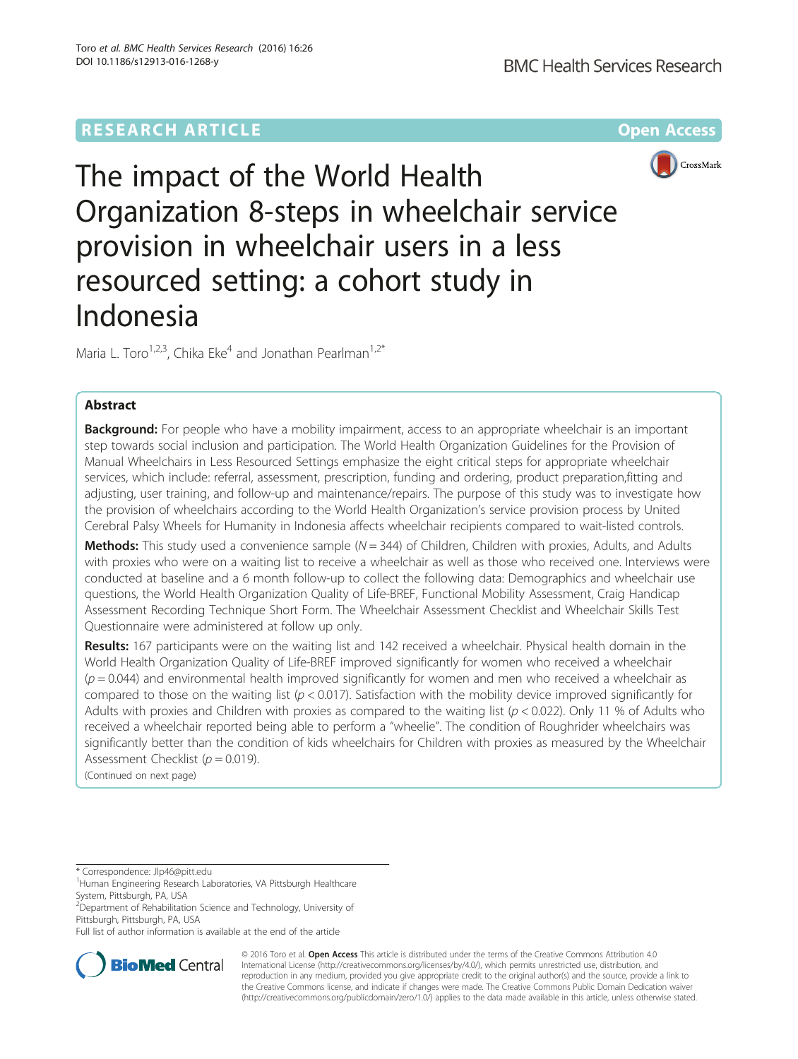RESEARCH ARTICLE

Open Access

# The impact of the World Health Organization 8-steps in wheelchair service provision in wheelchair users in a less resourced setting: a cohort study in Indonesia

Maria L. Toro[1,2,3], Chika Eke[4] and Jonathan Pearlman[1,2*]

## Abstract

**Background:** For people who have a mobility impairment, access to an appropriate wheelchair is an important step towards social inclusion and participation. The World Health Organization Guidelines for the Provision of Manual Wheelchairs in Less Resourced Settings emphasize the eight critical steps for appropriate wheelchair services, which include: referral, assessment, prescription, funding and ordering, product preparation,fitting and adjusting, user training, and follow-up and maintenance/repairs. The purpose of this study was to investigate how the provision of wheelchairs according to the World Health Organization's service provision process by United Cerebral Palsy Wheels for Humanity in Indonesia affects wheelchair recipients compared to wait-listed controls.

**Methods:** This study used a convenience sample ($N = 344$) of Children, Children with proxies, Adults, and Adults with proxies who were on a waiting list to receive a wheelchair as well as those who received one. Interviews were conducted at baseline and a 6 month follow-up to collect the following data: Demographics and wheelchair use questions, the World Health Organization Quality of Life-BREF, Functional Mobility Assessment, Craig Handicap Assessment Recording Technique Short Form. The Wheelchair Assessment Checklist and Wheelchair Skills Test Questionnaire were administered at follow up only.

**Results:** 167 participants were on the waiting list and 142 received a wheelchair. Physical health domain in the World Health Organization Quality of Life-BREF improved significantly for women who received a wheelchair ($p = 0.044$) and environmental health improved significantly for women and men who received a wheelchair as compared to those on the waiting list ($p < 0.017$). Satisfaction with the mobility device improved significantly for Adults with proxies and Children with proxies as compared to the waiting list ($p < 0.022$). Only 11 % of Adults who received a wheelchair reported being able to perform a "wheelie". The condition of Roughrider wheelchairs was significantly better than the condition of kids wheelchairs for Children with proxies as measured by the Wheelchair Assessment Checklist ($p = 0.019$).

(Continued on next page)

\* Correspondence: Jlp46@pitt.edu

[1]Human Engineering Research Laboratories, VA Pittsburgh Healthcare System, Pittsburgh, PA, USA

[2]Department of Rehabilitation Science and Technology, University of Pittsburgh, Pittsburgh, PA, USA

Full list of author information is available at the end of the article

© 2016 Toro et al. **Open Access** This article is distributed under the terms of the Creative Commons Attribution 4.0 International License (http://creativecommons.org/licenses/by/4.0/), which permits unrestricted use, distribution, and reproduction in any medium, provided you give appropriate credit to the original author(s) and the source, provide a link to the Creative Commons license, and indicate if changes were made. The Creative Commons Public Domain Dedication waiver (http://creativecommons.org/publicdomain/zero/1.0/) applies to the data made available in this article, unless otherwise stated.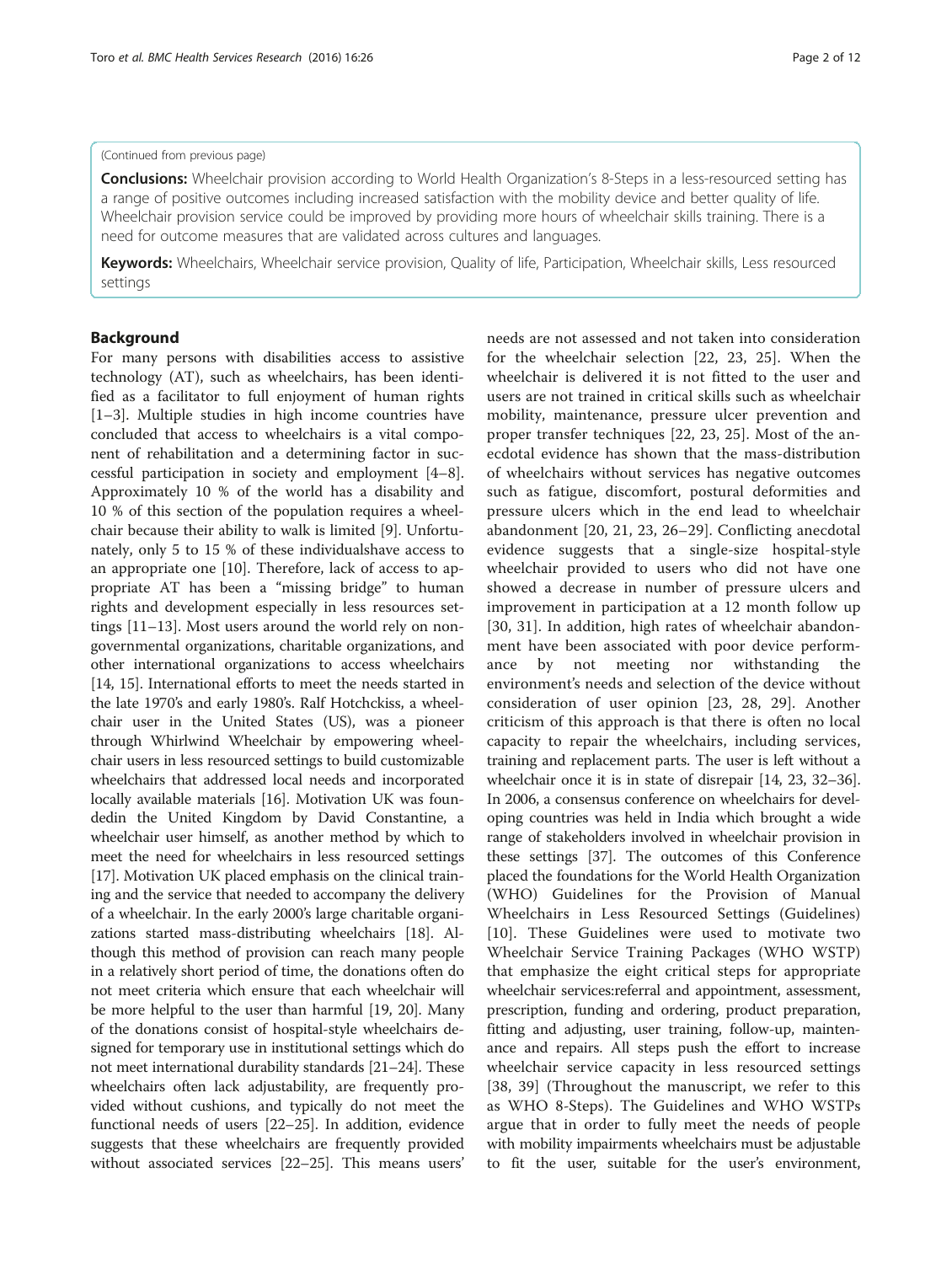(Continued from previous page)

**Conclusions:** Wheelchair provision according to World Health Organization's 8-Steps in a less-resourced setting has a range of positive outcomes including increased satisfaction with the mobility device and better quality of life. Wheelchair provision service could be improved by providing more hours of wheelchair skills training. There is a need for outcome measures that are validated across cultures and languages.

**Keywords:** Wheelchairs, Wheelchair service provision, Quality of life, Participation, Wheelchair skills, Less resourced settings

## Background

For many persons with disabilities access to assistive technology (AT), such as wheelchairs, has been identified as a facilitator to full enjoyment of human rights [1–3]. Multiple studies in high income countries have concluded that access to wheelchairs is a vital component of rehabilitation and a determining factor in successful participation in society and employment [4–8]. Approximately 10 % of the world has a disability and 10 % of this section of the population requires a wheelchair because their ability to walk is limited [9]. Unfortunately, only 5 to 15 % of these individualshave access to an appropriate one [10]. Therefore, lack of access to appropriate AT has been a "missing bridge" to human rights and development especially in less resources settings [11–13]. Most users around the world rely on non-governmental organizations, charitable organizations, and other international organizations to access wheelchairs [14, 15]. International efforts to meet the needs started in the late 1970's and early 1980's. Ralf Hotchckiss, a wheelchair user in the United States (US), was a pioneer through Whirlwind Wheelchair by empowering wheelchair users in less resourced settings to build customizable wheelchairs that addressed local needs and incorporated locally available materials [16]. Motivation UK was foundedin the United Kingdom by David Constantine, a wheelchair user himself, as another method by which to meet the need for wheelchairs in less resourced settings [17]. Motivation UK placed emphasis on the clinical training and the service that needed to accompany the delivery of a wheelchair. In the early 2000's large charitable organizations started mass-distributing wheelchairs [18]. Although this method of provision can reach many people in a relatively short period of time, the donations often do not meet criteria which ensure that each wheelchair will be more helpful to the user than harmful [19, 20]. Many of the donations consist of hospital-style wheelchairs designed for temporary use in institutional settings which do not meet international durability standards [21–24]. These wheelchairs often lack adjustability, are frequently provided without cushions, and typically do not meet the functional needs of users [22–25]. In addition, evidence suggests that these wheelchairs are frequently provided without associated services [22–25]. This means users' needs are not assessed and not taken into consideration for the wheelchair selection [22, 23, 25]. When the wheelchair is delivered it is not fitted to the user and users are not trained in critical skills such as wheelchair mobility, maintenance, pressure ulcer prevention and proper transfer techniques [22, 23, 25]. Most of the anecdotal evidence has shown that the mass-distribution of wheelchairs without services has negative outcomes such as fatigue, discomfort, postural deformities and pressure ulcers which in the end lead to wheelchair abandonment [20, 21, 23, 26–29]. Conflicting anecdotal evidence suggests that a single-size hospital-style wheelchair provided to users who did not have one showed a decrease in number of pressure ulcers and improvement in participation at a 12 month follow up [30, 31]. In addition, high rates of wheelchair abandonment have been associated with poor device performance by not meeting nor withstanding the environment's needs and selection of the device without consideration of user opinion [23, 28, 29]. Another criticism of this approach is that there is often no local capacity to repair the wheelchairs, including services, training and replacement parts. The user is left without a wheelchair once it is in state of disrepair [14, 23, 32–36]. In 2006, a consensus conference on wheelchairs for developing countries was held in India which brought a wide range of stakeholders involved in wheelchair provision in these settings [37]. The outcomes of this Conference placed the foundations for the World Health Organization (WHO) Guidelines for the Provision of Manual Wheelchairs in Less Resourced Settings (Guidelines) [10]. These Guidelines were used to motivate two Wheelchair Service Training Packages (WHO WSTP) that emphasize the eight critical steps for appropriate wheelchair services:referral and appointment, assessment, prescription, funding and ordering, product preparation, fitting and adjusting, user training, follow-up, maintenance and repairs. All steps push the effort to increase wheelchair service capacity in less resourced settings [38, 39] (Throughout the manuscript, we refer to this as WHO 8-Steps). The Guidelines and WHO WSTPs argue that in order to fully meet the needs of people with mobility impairments wheelchairs must be adjustable to fit the user, suitable for the user's environment,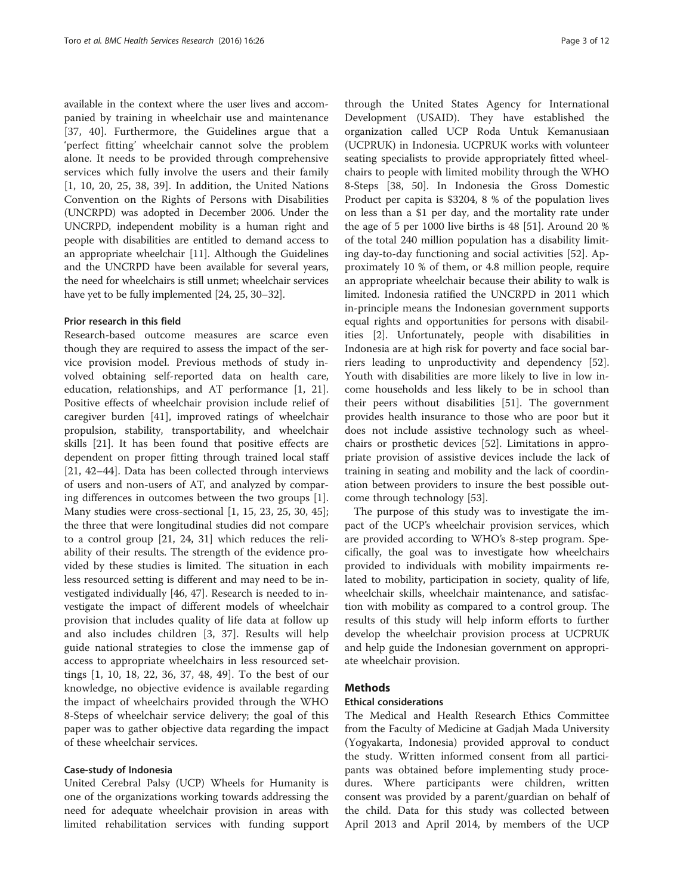available in the context where the user lives and accompanied by training in wheelchair use and maintenance [37, 40]. Furthermore, the Guidelines argue that a 'perfect fitting' wheelchair cannot solve the problem alone. It needs to be provided through comprehensive services which fully involve the users and their family [1, 10, 20, 25, 38, 39]. In addition, the United Nations Convention on the Rights of Persons with Disabilities (UNCRPD) was adopted in December 2006. Under the UNCRPD, independent mobility is a human right and people with disabilities are entitled to demand access to an appropriate wheelchair [11]. Although the Guidelines and the UNCRPD have been available for several years, the need for wheelchairs is still unmet; wheelchair services have yet to be fully implemented [24, 25, 30–32].

#### Prior research in this field

Research-based outcome measures are scarce even though they are required to assess the impact of the service provision model. Previous methods of study involved obtaining self-reported data on health care, education, relationships, and AT performance [1, 21]. Positive effects of wheelchair provision include relief of caregiver burden [41], improved ratings of wheelchair propulsion, stability, transportability, and wheelchair skills [21]. It has been found that positive effects are dependent on proper fitting through trained local staff [21, 42–44]. Data has been collected through interviews of users and non-users of AT, and analyzed by comparing differences in outcomes between the two groups [1]. Many studies were cross-sectional [1, 15, 23, 25, 30, 45]; the three that were longitudinal studies did not compare to a control group [21, 24, 31] which reduces the reliability of their results. The strength of the evidence provided by these studies is limited. The situation in each less resourced setting is different and may need to be investigated individually [46, 47]. Research is needed to investigate the impact of different models of wheelchair provision that includes quality of life data at follow up and also includes children [3, 37]. Results will help guide national strategies to close the immense gap of access to appropriate wheelchairs in less resourced settings [1, 10, 18, 22, 36, 37, 48, 49]. To the best of our knowledge, no objective evidence is available regarding the impact of wheelchairs provided through the WHO 8-Steps of wheelchair service delivery; the goal of this paper was to gather objective data regarding the impact of these wheelchair services.

#### Case-study of Indonesia

United Cerebral Palsy (UCP) Wheels for Humanity is one of the organizations working towards addressing the need for adequate wheelchair provision in areas with limited rehabilitation services with funding support through the United States Agency for International Development (USAID). They have established the organization called UCP Roda Untuk Kemanusiaan (UCPRUK) in Indonesia. UCPRUK works with volunteer seating specialists to provide appropriately fitted wheelchairs to people with limited mobility through the WHO 8-Steps [38, 50]. In Indonesia the Gross Domestic Product per capita is $3204, 8 % of the population lives on less than a $1 per day, and the mortality rate under the age of 5 per 1000 live births is 48 [51]. Around 20 % of the total 240 million population has a disability limiting day-to-day functioning and social activities [52]. Approximately 10 % of them, or 4.8 million people, require an appropriate wheelchair because their ability to walk is limited. Indonesia ratified the UNCRPD in 2011 which in-principle means the Indonesian government supports equal rights and opportunities for persons with disabilities [2]. Unfortunately, people with disabilities in Indonesia are at high risk for poverty and face social barriers leading to unproductivity and dependency [52]. Youth with disabilities are more likely to live in low income households and less likely to be in school than their peers without disabilities [51]. The government provides health insurance to those who are poor but it does not include assistive technology such as wheelchairs or prosthetic devices [52]. Limitations in appropriate provision of assistive devices include the lack of training in seating and mobility and the lack of coordination between providers to insure the best possible outcome through technology [53].

The purpose of this study was to investigate the impact of the UCP's wheelchair provision services, which are provided according to WHO's 8-step program. Specifically, the goal was to investigate how wheelchairs provided to individuals with mobility impairments related to mobility, participation in society, quality of life, wheelchair skills, wheelchair maintenance, and satisfaction with mobility as compared to a control group. The results of this study will help inform efforts to further develop the wheelchair provision process at UCPRUK and help guide the Indonesian government on appropriate wheelchair provision.

## Methods

#### Ethical considerations

The Medical and Health Research Ethics Committee from the Faculty of Medicine at Gadjah Mada University (Yogyakarta, Indonesia) provided approval to conduct the study. Written informed consent from all participants was obtained before implementing study procedures. Where participants were children, written consent was provided by a parent/guardian on behalf of the child. Data for this study was collected between April 2013 and April 2014, by members of the UCP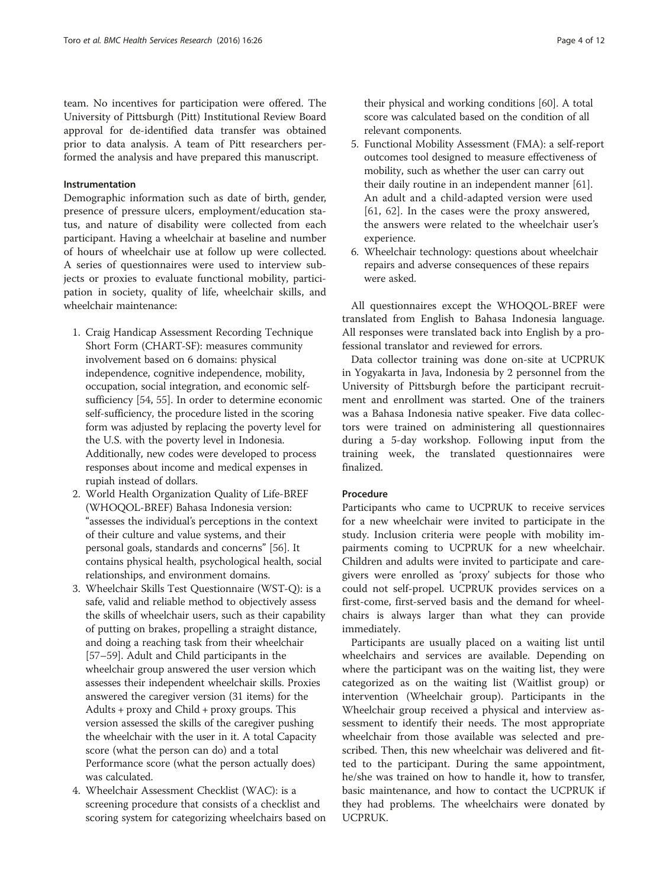team. No incentives for participation were offered. The University of Pittsburgh (Pitt) Institutional Review Board approval for de-identified data transfer was obtained prior to data analysis. A team of Pitt researchers performed the analysis and have prepared this manuscript.

### Instrumentation

Demographic information such as date of birth, gender, presence of pressure ulcers, employment/education status, and nature of disability were collected from each participant. Having a wheelchair at baseline and number of hours of wheelchair use at follow up were collected. A series of questionnaires were used to interview subjects or proxies to evaluate functional mobility, participation in society, quality of life, wheelchair skills, and wheelchair maintenance:

1. Craig Handicap Assessment Recording Technique Short Form (CHART-SF): measures community involvement based on 6 domains: physical independence, cognitive independence, mobility, occupation, social integration, and economic self-sufficiency [54, 55]. In order to determine economic self-sufficiency, the procedure listed in the scoring form was adjusted by replacing the poverty level for the U.S. with the poverty level in Indonesia. Additionally, new codes were developed to process responses about income and medical expenses in rupiah instead of dollars.
2. World Health Organization Quality of Life-BREF (WHOQOL-BREF) Bahasa Indonesia version: "assesses the individual's perceptions in the context of their culture and value systems, and their personal goals, standards and concerns" [56]. It contains physical health, psychological health, social relationships, and environment domains.
3. Wheelchair Skills Test Questionnaire (WST-Q): is a safe, valid and reliable method to objectively assess the skills of wheelchair users, such as their capability of putting on brakes, propelling a straight distance, and doing a reaching task from their wheelchair [57–59]. Adult and Child participants in the wheelchair group answered the user version which assesses their independent wheelchair skills. Proxies answered the caregiver version (31 items) for the Adults + proxy and Child + proxy groups. This version assessed the skills of the caregiver pushing the wheelchair with the user in it. A total Capacity score (what the person can do) and a total Performance score (what the person actually does) was calculated.
4. Wheelchair Assessment Checklist (WAC): is a screening procedure that consists of a checklist and scoring system for categorizing wheelchairs based on their physical and working conditions [60]. A total score was calculated based on the condition of all relevant components.
5. Functional Mobility Assessment (FMA): a self-report outcomes tool designed to measure effectiveness of mobility, such as whether the user can carry out their daily routine in an independent manner [61]. An adult and a child-adapted version were used [61, 62]. In the cases were the proxy answered, the answers were related to the wheelchair user's experience.
6. Wheelchair technology: questions about wheelchair repairs and adverse consequences of these repairs were asked.

All questionnaires except the WHOQOL-BREF were translated from English to Bahasa Indonesia language. All responses were translated back into English by a professional translator and reviewed for errors.

Data collector training was done on-site at UCPRUK in Yogyakarta in Java, Indonesia by 2 personnel from the University of Pittsburgh before the participant recruitment and enrollment was started. One of the trainers was a Bahasa Indonesia native speaker. Five data collectors were trained on administering all questionnaires during a 5-day workshop. Following input from the training week, the translated questionnaires were finalized.

### Procedure

Participants who came to UCPRUK to receive services for a new wheelchair were invited to participate in the study. Inclusion criteria were people with mobility impairments coming to UCPRUK for a new wheelchair. Children and adults were invited to participate and caregivers were enrolled as 'proxy' subjects for those who could not self-propel. UCPRUK provides services on a first-come, first-served basis and the demand for wheelchairs is always larger than what they can provide immediately.

Participants are usually placed on a waiting list until wheelchairs and services are available. Depending on where the participant was on the waiting list, they were categorized as on the waiting list (Waitlist group) or intervention (Wheelchair group). Participants in the Wheelchair group received a physical and interview assessment to identify their needs. The most appropriate wheelchair from those available was selected and prescribed. Then, this new wheelchair was delivered and fitted to the participant. During the same appointment, he/she was trained on how to handle it, how to transfer, basic maintenance, and how to contact the UCPRUK if they had problems. The wheelchairs were donated by UCPRUK.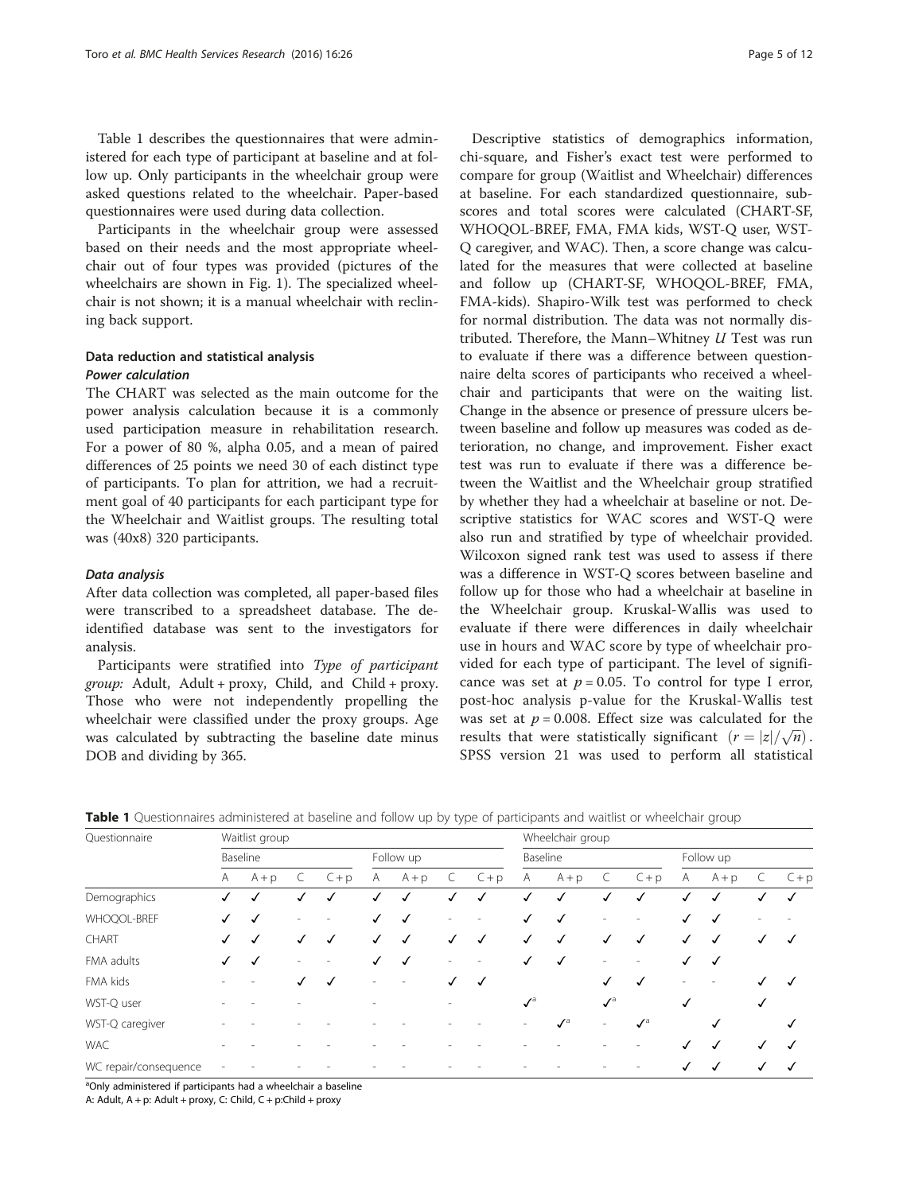Table 1 describes the questionnaires that were administered for each type of participant at baseline and at follow up. Only participants in the wheelchair group were asked questions related to the wheelchair. Paper-based questionnaires were used during data collection.

Participants in the wheelchair group were assessed based on their needs and the most appropriate wheelchair out of four types was provided (pictures of the wheelchairs are shown in Fig. 1). The specialized wheelchair is not shown; it is a manual wheelchair with reclining back support.

## Data reduction and statistical analysis

### *Power calculation*

The CHART was selected as the main outcome for the power analysis calculation because it is a commonly used participation measure in rehabilitation research. For a power of 80 %, alpha 0.05, and a mean of paired differences of 25 points we need 30 of each distinct type of participants. To plan for attrition, we had a recruitment goal of 40 participants for each participant type for the Wheelchair and Waitlist groups. The resulting total was (40x8) 320 participants.

### *Data analysis*

After data collection was completed, all paper-based files were transcribed to a spreadsheet database. The deidentified database was sent to the investigators for analysis.

Participants were stratified into *Type of participant group:* Adult, Adult + proxy, Child, and Child + proxy. Those who were not independently propelling the wheelchair were classified under the proxy groups. Age was calculated by subtracting the baseline date minus DOB and dividing by 365.

Descriptive statistics of demographics information, chi-square, and Fisher's exact test were performed to compare for group (Waitlist and Wheelchair) differences at baseline. For each standardized questionnaire, subscores and total scores were calculated (CHART-SF, WHOQOL-BREF, FMA, FMA kids, WST-Q user, WST-Q caregiver, and WAC). Then, a score change was calculated for the measures that were collected at baseline and follow up (CHART-SF, WHOQOL-BREF, FMA, FMA-kids). Shapiro-Wilk test was performed to check for normal distribution. The data was not normally distributed. Therefore, the Mann–Whitney *U* Test was run to evaluate if there was a difference between questionnaire delta scores of participants who received a wheelchair and participants that were on the waiting list. Change in the absence or presence of pressure ulcers between baseline and follow up measures was coded as deterioration, no change, and improvement. Fisher exact test was run to evaluate if there was a difference between the Waitlist and the Wheelchair group stratified by whether they had a wheelchair at baseline or not. Descriptive statistics for WAC scores and WST-Q were also run and stratified by type of wheelchair provided. Wilcoxon signed rank test was used to assess if there was a difference in WST-Q scores between baseline and follow up for those who had a wheelchair at baseline in the Wheelchair group. Kruskal-Wallis was used to evaluate if there were differences in daily wheelchair use in hours and WAC score by type of wheelchair provided for each type of participant. The level of significance was set at $p = 0.05$. To control for type I error, post-hoc analysis p-value for the Kruskal-Wallis test was set at $p = 0.008$. Effect size was calculated for the results that were statistically significant $(r = |z|/\sqrt{n})$. SPSS version 21 was used to perform all statistical

**Table 1** Questionnaires administered at baseline and follow up by type of participants and waitlist or wheelchair group

| Questionnaire | Waitlist group | | | | | | | | Wheelchair group | | | | | | | |
|---|---|---|---|---|---|---|---|---|---|---|---|---|---|---|---|---|
| | Baseline | | | | Follow up | | | | Baseline | | | | Follow up | | | |
| | A | A + p | C | C + p | A | A + p | C | C + p | A | A + p | C | C + p | A | A + p | C | C + p |
| Demographics | ✓ | ✓ | ✓ | ✓ | ✓ | ✓ | ✓ | ✓ | ✓ | ✓ | ✓ | ✓ | ✓ | ✓ | ✓ | ✓ |
| WHOQOL-BREF | ✓ | ✓ | - | - | ✓ | ✓ | - | - | ✓ | ✓ | - | - | ✓ | ✓ | - | - |
| CHART | ✓ | ✓ | ✓ | ✓ | ✓ | ✓ | ✓ | ✓ | ✓ | ✓ | ✓ | ✓ | ✓ | ✓ | ✓ | ✓ |
| FMA adults | ✓ | ✓ | - | - | ✓ | ✓ | - | - | ✓ | ✓ | - | - | ✓ | ✓ | | |
| FMA kids | - | - | ✓ | ✓ | - | - | ✓ | ✓ | | | ✓ | ✓ | - | - | ✓ | ✓ |
| WST-Q user | - | - | - | | - | | - | | ✓[a] | | ✓[a] | | ✓ | | ✓ | |
| WST-Q caregiver | - | - | - | - | - | - | - | - | - | ✓[a] | - | ✓[a] | | ✓ | | ✓ |
| WAC | - | - | - | - | - | - | - | - | - | - | - | - | ✓ | ✓ | ✓ | ✓ |
| WC repair/consequence | - | - | - | - | - | - | - | - | - | - | - | - | ✓ | ✓ | ✓ | ✓ |

[a]Only administered if participants had a wheelchair a baseline

A: Adult, A + p: Adult + proxy, C: Child, C + p:Child + proxy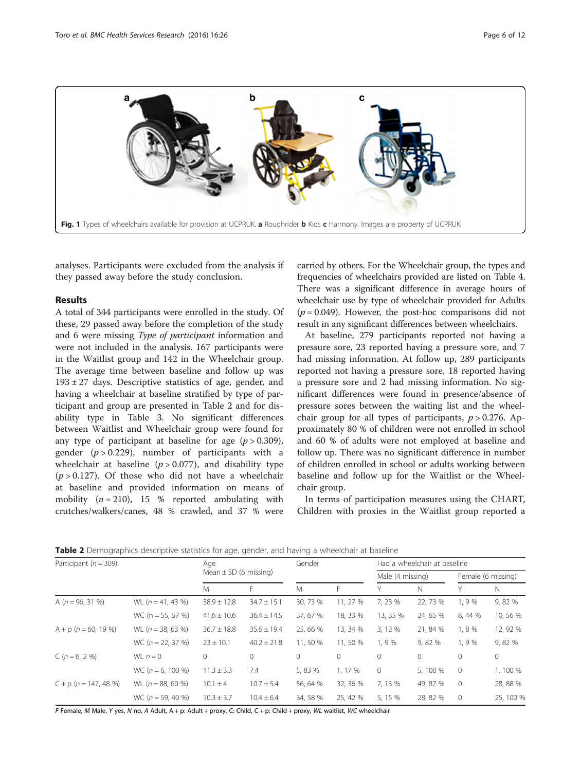Fig. 1 Types of wheelchairs available for provision at UCPRUK. **a** Roughrider **b** Kids **c** Harmony. Images are property of UCPRUK

analyses. Participants were excluded from the analysis if they passed away before the study conclusion.

## Results

A total of 344 participants were enrolled in the study. Of these, 29 passed away before the completion of the study and 6 were missing *Type of participant* information and were not included in the analysis. 167 participants were in the Waitlist group and 142 in the Wheelchair group. The average time between baseline and follow up was 193 ± 27 days. Descriptive statistics of age, gender, and having a wheelchair at baseline stratified by type of participant and group are presented in Table 2 and for disability type in Table 3. No significant differences between Waitlist and Wheelchair group were found for any type of participant at baseline for age ($p > 0.309$), gender ($p > 0.229$), number of participants with a wheelchair at baseline ($p > 0.077$), and disability type ($p > 0.127$). Of those who did not have a wheelchair at baseline and provided information on means of mobility ($n = 210$), 15 % reported ambulating with crutches/walkers/canes, 48 % crawled, and 37 % were carried by others. For the Wheelchair group, the types and frequencies of wheelchairs provided are listed on Table 4. There was a significant difference in average hours of wheelchair use by type of wheelchair provided for Adults ($p = 0.049$). However, the post-hoc comparisons did not result in any significant differences between wheelchairs.

At baseline, 279 participants reported not having a pressure sore, 23 reported having a pressure sore, and 7 had missing information. At follow up, 289 participants reported not having a pressure sore, 18 reported having a pressure sore and 2 had missing information. No significant differences were found in presence/absence of pressure sores between the waiting list and the wheelchair group for all types of participants, $p > 0.276$. Approximately 80 % of children were not enrolled in school and 60 % of adults were not employed at baseline and follow up. There was no significant difference in number of children enrolled in school or adults working between baseline and follow up for the Waitlist or the Wheelchair group.

In terms of participation measures using the CHART, Children with proxies in the Waitlist group reported a

**Table 2** Demographics descriptive statistics for age, gender, and having a wheelchair at baseline

| Participant ($n = 309$) | | Age Mean ± SD (6 missing) | | Gender | | Had a wheelchair at baseline | | | |
|---|---|---|---|---|---|---|---|---|---|
| | | | | | | Male (4 missing) | | Female (6 missing) | |
| | | M | F | M | F | Y | N | Y | N |
| A ($n = 96$, 31 %) | WL ($n = 41$, 43 %) | 38.9 ± 12.8 | 34.7 ± 15.1 | 30, 73 % | 11, 27 % | 7, 23 % | 22, 73 % | 1, 9 % | 9, 82 % |
| | WC ($n = 55$, 57 %) | 41.6 ± 10.6 | 36.4 ± 14.5 | 37, 67 % | 18, 33 % | 13, 35 % | 24, 65 % | 8, 44 % | 10, 56 % |
| A + p ($n = 60$, 19 %) | WL ($n = 38$, 63 %) | 36.7 ± 18.8 | 35.6 ± 19.4 | 25, 66 % | 13, 34 % | 3, 12 % | 21, 84 % | 1, 8 % | 12, 92 % |
| | WC ($n = 22$, 37 %) | 23 ± 10.1 | 40.2 ± 21.8 | 11, 50 % | 11, 50 % | 1, 9 % | 9, 82 % | 1, 9 % | 9, 82 % |
| C ($n = 6$, 2 %) | WL $n = 0$ | 0 | 0 | 0 | 0 | 0 | 0 | 0 | 0 |
| | WC ($n = 6$, 100 %) | 11.3 ± 3.3 | 7.4 | 5, 83 % | 1, 17 % | 0 | 5, 100 % | 0 | 1, 100 % |
| C + p ($n = 147$, 48 %) | WL ($n = 88$, 60 %) | 10.1 ± 4 | 10.7 ± 5.4 | 56, 64 % | 32, 36 % | 7, 13 % | 49, 87 % | 0 | 28, 88 % |
| | WC ($n = 59$, 40 %) | 10.3 ± 3.7 | 10.4 ± 6.4 | 34, 58 % | 25, 42 % | 5, 15 % | 28, 82 % | 0 | 25, 100 % |

*F* Female, *M* Male, *Y* yes, *N* no, *A* Adult, A + p: Adult + proxy, C: Child, C + p: Child + proxy, *WL* waitlist, *WC* wheelchair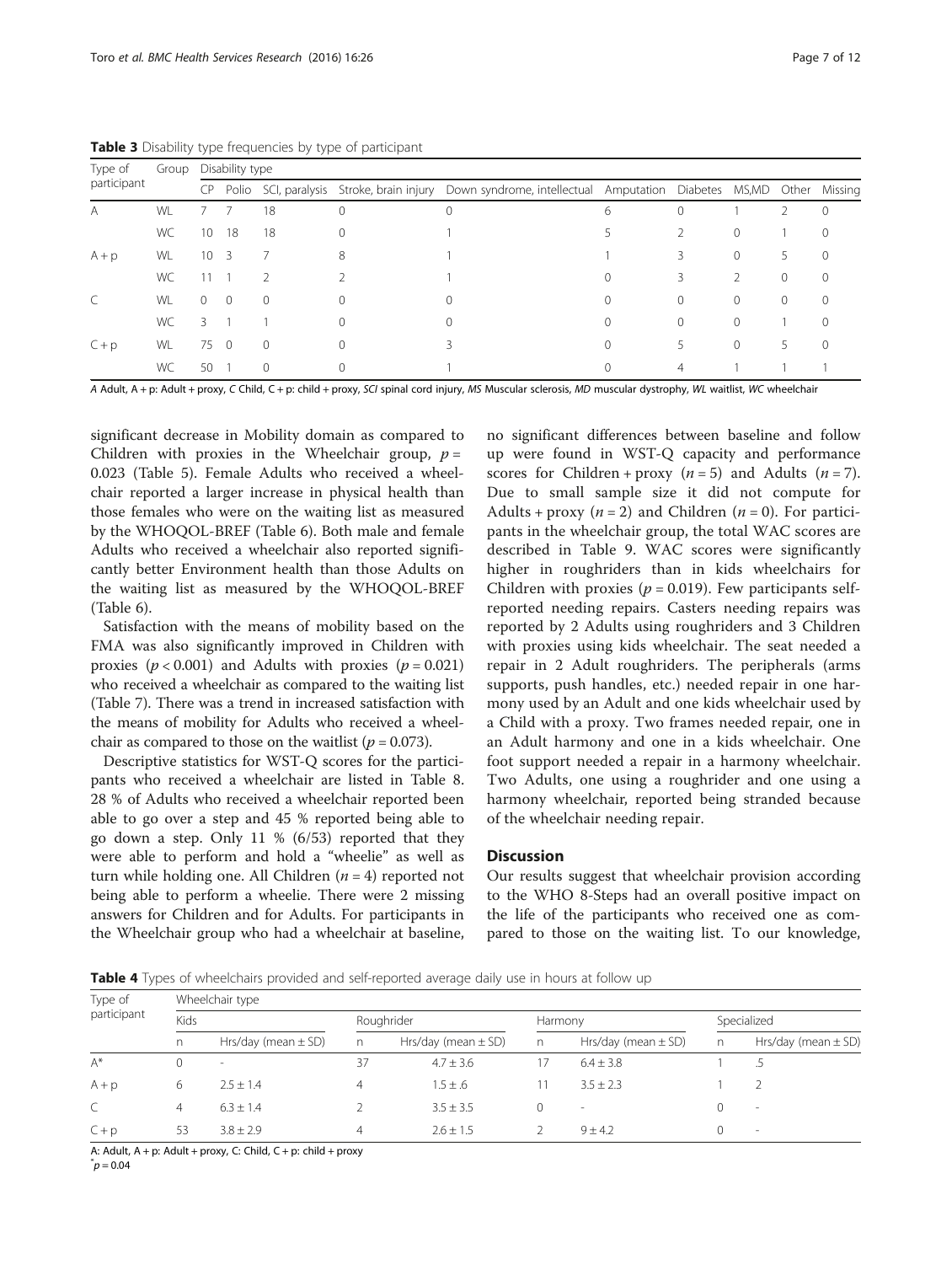**Table 3** Disability type frequencies by type of participant

| Type of participant | Group | Disability type | | | | | | | | | |
|---|---|---|---|---|---|---|---|---|---|---|---|
| | | CP | Polio | SCI, paralysis | Stroke, brain injury | Down syndrome, intellectual | Amputation | Diabetes | MS,MD | Other | Missing |
| A | WL | 7 | 7 | 18 | 0 | 0 | 6 | 0 | 1 | 2 | 0 |
| | WC | 10 | 18 | 18 | 0 | 1 | 5 | 2 | 0 | 1 | 0 |
| A + p | WL | 10 | 3 | 7 | 8 | 1 | 1 | 3 | 0 | 5 | 0 |
| | WC | 11 | 1 | 2 | 2 | 1 | 0 | 3 | 2 | 0 | 0 |
| C | WL | 0 | 0 | 0 | 0 | 0 | 0 | 0 | 0 | 0 | 0 |
| | WC | 3 | 1 | 1 | 0 | 0 | 0 | 0 | 0 | 1 | 0 |
| C + p | WL | 75 | 0 | 0 | 0 | 3 | 0 | 5 | 0 | 5 | 0 |
| | WC | 50 | 1 | 0 | 0 | 1 | 0 | 4 | 1 | 1 | 1 |

*A* Adult, A + p: Adult + proxy, *C* Child, C + p: child + proxy, *SCI* spinal cord injury, *MS* Muscular sclerosis, *MD* muscular dystrophy, *WL* waitlist, *WC* wheelchair

significant decrease in Mobility domain as compared to Children with proxies in the Wheelchair group, $p = 0.023$ (Table 5). Female Adults who received a wheelchair reported a larger increase in physical health than those females who were on the waiting list as measured by the WHOQOL-BREF (Table 6). Both male and female Adults who received a wheelchair also reported significantly better Environment health than those Adults on the waiting list as measured by the WHOQOL-BREF (Table 6).

Satisfaction with the means of mobility based on the FMA was also significantly improved in Children with proxies ($p < 0.001$) and Adults with proxies ($p = 0.021$) who received a wheelchair as compared to the waiting list (Table 7). There was a trend in increased satisfaction with the means of mobility for Adults who received a wheelchair as compared to those on the waitlist ($p = 0.073$).

Descriptive statistics for WST-Q scores for the participants who received a wheelchair are listed in Table 8. 28 % of Adults who received a wheelchair reported been able to go over a step and 45 % reported being able to go down a step. Only 11 % (6/53) reported that they were able to perform and hold a "wheelie" as well as turn while holding one. All Children ($n = 4$) reported not being able to perform a wheelie. There were 2 missing answers for Children and for Adults. For participants in the Wheelchair group who had a wheelchair at baseline, no significant differences between baseline and follow up were found in WST-Q capacity and performance scores for Children + proxy ($n = 5$) and Adults ($n = 7$). Due to small sample size it did not compute for Adults + proxy ($n = 2$) and Children ($n = 0$). For participants in the wheelchair group, the total WAC scores are described in Table 9. WAC scores were significantly higher in roughriders than in kids wheelchairs for Children with proxies ($p = 0.019$). Few participants self-reported needing repairs. Casters needing repairs was reported by 2 Adults using roughriders and 3 Children with proxies using kids wheelchair. The seat needed a repair in 2 Adult roughriders. The peripherals (arms supports, push handles, etc.) needed repair in one harmony used by an Adult and one kids wheelchair used by a Child with a proxy. Two frames needed repair, one in an Adult harmony and one in a kids wheelchair. One foot support needed a repair in a harmony wheelchair. Two Adults, one using a roughrider and one using a harmony wheelchair, reported being stranded because of the wheelchair needing repair.

## Discussion

Our results suggest that wheelchair provision according to the WHO 8-Steps had an overall positive impact on the life of the participants who received one as compared to those on the waiting list. To our knowledge,

**Table 4** Types of wheelchairs provided and self-reported average daily use in hours at follow up

| Type of participant | Wheelchair type | | | | | | | |
|---|---|---|---|---|---|---|---|---|
| | Kids | | Roughrider | | Harmony | | Specialized | |
| | n | Hrs/day (mean ± SD) | n | Hrs/day (mean ± SD) | n | Hrs/day (mean ± SD) | n | Hrs/day (mean ± SD) |
| A* | 0 | - | 37 | 4.7 ± 3.6 | 17 | 6.4 ± 3.8 | 1 | .5 |
| A + p | 6 | 2.5 ± 1.4 | 4 | 1.5 ± .6 | 11 | 3.5 ± 2.3 | 1 | 2 |
| C | 4 | 6.3 ± 1.4 | 2 | 3.5 ± 3.5 | 0 | - | 0 | - |
| C + p | 53 | 3.8 ± 2.9 | 4 | 2.6 ± 1.5 | 2 | 9 ± 4.2 | 0 | - |

A: Adult, A + p: Adult + proxy, C: Child, C + p: child + proxy

*$p = 0.04$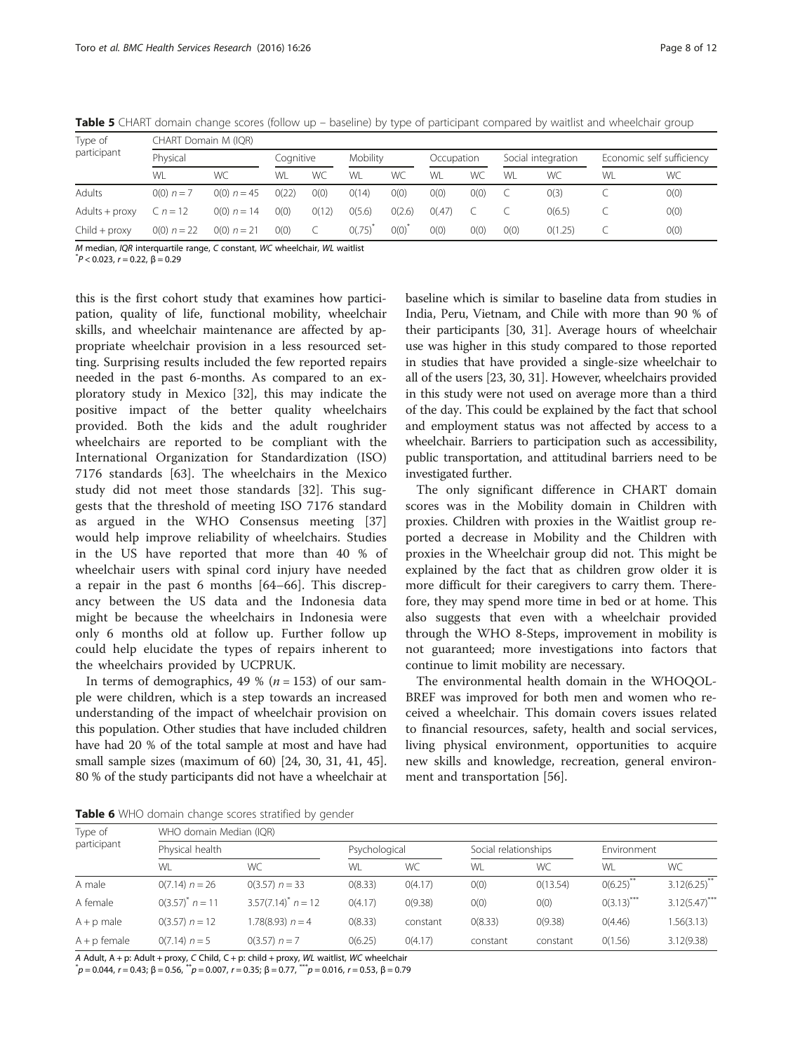**Table 5** CHART domain change scores (follow up – baseline) by type of participant compared by waitlist and wheelchair group

| Type of participant | CHART Domain M (IQR) | | | | | | | | | | | |
|---|---|---|---|---|---|---|---|---|---|---|---|---|
| | Physical | | Cognitive | | Mobility | | Occupation | | Social integration | | Economic self sufficiency | |
| | WL | WC | WL | WC | WL | WC | WL | WC | WL | WC | WL | WC |
| Adults | 0(0) $n = 7$ | 0(0) $n = 45$ | 0(22) | 0(0) | 0(14) | 0(0) | 0(0) | 0(0) | C | 0(3) | C | 0(0) |
| Adults + proxy | C $n = 12$ | 0(0) $n = 14$ | 0(0) | 0(12) | 0(5.6) | 0(2.6) | 0(.47) | C | C | 0(6.5) | C | 0(0) |
| Child + proxy | 0(0) $n = 22$ | 0(0) $n = 21$ | 0(0) | C | 0(.75)* | 0(0)* | 0(0) | 0(0) | 0(0) | 0(1.25) | C | 0(0) |

*M* median, *IQR* interquartile range, *C* constant, *WC* wheelchair, *WL* waitlist
*$P < 0.023$, $r = 0.22$, $\beta = 0.29$

this is the first cohort study that examines how participation, quality of life, functional mobility, wheelchair skills, and wheelchair maintenance are affected by appropriate wheelchair provision in a less resourced setting. Surprising results included the few reported repairs needed in the past 6-months. As compared to an exploratory study in Mexico [32], this may indicate the positive impact of the better quality wheelchairs provided. Both the kids and the adult roughrider wheelchairs are reported to be compliant with the International Organization for Standardization (ISO) 7176 standards [63]. The wheelchairs in the Mexico study did not meet those standards [32]. This suggests that the threshold of meeting ISO 7176 standard as argued in the WHO Consensus meeting [37] would help improve reliability of wheelchairs. Studies in the US have reported that more than 40 % of wheelchair users with spinal cord injury have needed a repair in the past 6 months [64–66]. This discrepancy between the US data and the Indonesia data might be because the wheelchairs in Indonesia were only 6 months old at follow up. Further follow up could help elucidate the types of repairs inherent to the wheelchairs provided by UCPRUK.

In terms of demographics, 49 % ($n = 153$) of our sample were children, which is a step towards an increased understanding of the impact of wheelchair provision on this population. Other studies that have included children have had 20 % of the total sample at most and have had small sample sizes (maximum of 60) [24, 30, 31, 41, 45]. 80 % of the study participants did not have a wheelchair at baseline which is similar to baseline data from studies in India, Peru, Vietnam, and Chile with more than 90 % of their participants [30, 31]. Average hours of wheelchair use was higher in this study compared to those reported in studies that have provided a single-size wheelchair to all of the users [23, 30, 31]. However, wheelchairs provided in this study were not used on average more than a third of the day. This could be explained by the fact that school and employment status was not affected by access to a wheelchair. Barriers to participation such as accessibility, public transportation, and attitudinal barriers need to be investigated further.

The only significant difference in CHART domain scores was in the Mobility domain in Children with proxies. Children with proxies in the Waitlist group reported a decrease in Mobility and the Children with proxies in the Wheelchair group did not. This might be explained by the fact that as children grow older it is more difficult for their caregivers to carry them. Therefore, they may spend more time in bed or at home. This also suggests that even with a wheelchair provided through the WHO 8-Steps, improvement in mobility is not guaranteed; more investigations into factors that continue to limit mobility are necessary.

The environmental health domain in the WHOQOL-BREF was improved for both men and women who received a wheelchair. This domain covers issues related to financial resources, safety, health and social services, living physical environment, opportunities to acquire new skills and knowledge, recreation, general environment and transportation [56].

**Table 6** WHO domain change scores stratified by gender

| Type of participant | WHO domain Median (IQR) | | | | | | | |
|---|---|---|---|---|---|---|---|---|
| | Physical health | | Psychological | | Social relationships | | Environment | |
| | WL | WC | WL | WC | WL | WC | WL | WC |
| A male | 0(7.14) $n = 26$ | 0(3.57) $n = 33$ | 0(8.33) | 0(4.17) | 0(0) | 0(13.54) | 0(6.25)** | 3.12(6.25)** |
| A female | 0(3.57)* $n = 11$ | 3.57(7.14)* $n = 12$ | 0(4.17) | 0(9.38) | 0(0) | 0(0) | 0(3.13)*** | 3.12(5.47)*** |
| A + p male | 0(3.57) $n = 12$ | 1.78(8.93) $n = 4$ | 0(8.33) | constant | 0(8.33) | 0(9.38) | 0(4.46) | 1.56(3.13) |
| A + p female | 0(7.14) $n = 5$ | 0(3.57) $n = 7$ | 0(6.25) | 0(4.17) | constant | constant | 0(1.56) | 3.12(9.38) |

*A* Adult, A + p: Adult + proxy, *C* Child, C + p: child + proxy, *WL* waitlist, *WC* wheelchair
*$p = 0.044$, $r = 0.43$; $\beta = 0.56$, **$p = 0.007$, $r = 0.35$; $\beta = 0.77$, ***$p = 0.016$, $r = 0.53$, $\beta = 0.79$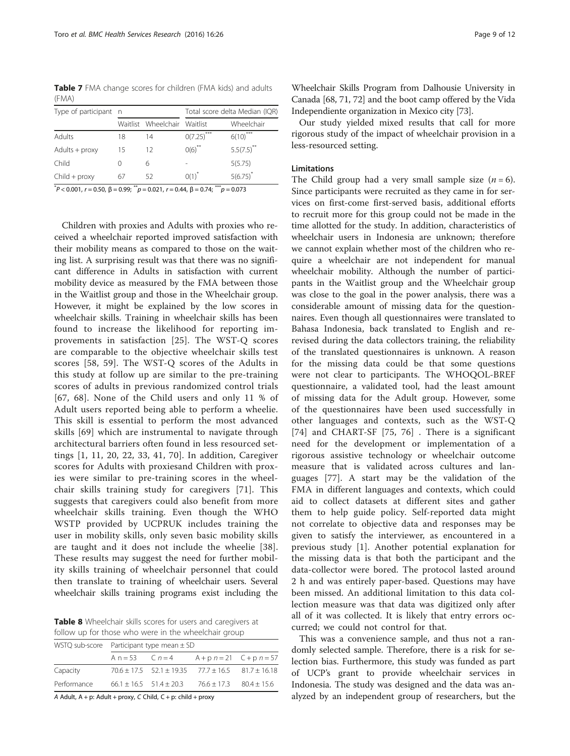**Table 7** FMA change scores for children (FMA kids) and adults (FMA)

| Type of participant | n | | Total score delta Median (IQR) | |
|---|---|---|---|---|
| | Waitlist | Wheelchair | Waitlist | Wheelchair |
| Adults | 18 | 14 | 0(7.25)*** | 6(10)*** |
| Adults + proxy | 15 | 12 | 0(6)** | 5.5(7.5)** |
| Child | 0 | 6 | - | 5(5.75) |
| Child + proxy | 67 | 52 | 0(1)* | 5(6.75)* |

*$P < 0.001$, $r = 0.50$, $\beta = 0.99$; **$p = 0.021$, $r = 0.44$, $\beta = 0.74$; ***$p = 0.073$

Children with proxies and Adults with proxies who received a wheelchair reported improved satisfaction with their mobility means as compared to those on the waiting list. A surprising result was that there was no significant difference in Adults in satisfaction with current mobility device as measured by the FMA between those in the Waitlist group and those in the Wheelchair group. However, it might be explained by the low scores in wheelchair skills. Training in wheelchair skills has been found to increase the likelihood for reporting improvements in satisfaction [25]. The WST-Q scores are comparable to the objective wheelchair skills test scores [58, 59]. The WST-Q scores of the Adults in this study at follow up are similar to the pre-training scores of adults in previous randomized control trials [67, 68]. None of the Child users and only 11 % of Adult users reported being able to perform a wheelie. This skill is essential to perform the most advanced skills [69] which are instrumental to navigate through architectural barriers often found in less resourced settings [1, 11, 20, 22, 33, 41, 70]. In addition, Caregiver scores for Adults with proxiesand Children with proxies were similar to pre-training scores in the wheelchair skills training study for caregivers [71]. This suggests that caregivers could also benefit from more wheelchair skills training. Even though the WHO WSTP provided by UCPRUK includes training the user in mobility skills, only seven basic mobility skills are taught and it does not include the wheelie [38]. These results may suggest the need for further mobility skills training of wheelchair personnel that could then translate to training of wheelchair users. Several wheelchair skills training programs exist including the Wheelchair Skills Program from Dalhousie University in Canada [68, 71, 72] and the boot camp offered by the Vida Independiente organization in Mexico city [73].

**Table 8** Wheelchair skills scores for users and caregivers at follow up for those who were in the wheelchair group

| WSTQ sub-score | Participant type mean ± SD | | | |
|---|---|---|---|---|
| | A n = 53 | C *n* = 4 | A + p *n* = 21 | C + p *n* = 57 |
| Capacity | 70.6 ± 17.5 | 52.1 ± 19.35 | 77.7 ± 16.5 | 81.7 ± 16.18 |
| Performance | 66.1 ± 16.5 | 51.4 ± 20.3 | 76.6 ± 17.3 | 80.4 ± 15.6 |

*A* Adult, A + p: Adult + proxy, *C* Child, C + p: child + proxy

Our study yielded mixed results that call for more rigorous study of the impact of wheelchair provision in a less-resourced setting.

### Limitations

The Child group had a very small sample size ($n = 6$). Since participants were recruited as they came in for services on first-come first-served basis, additional efforts to recruit more for this group could not be made in the time allotted for the study. In addition, characteristics of wheelchair users in Indonesia are unknown; therefore we cannot explain whether most of the children who require a wheelchair are not independent for manual wheelchair mobility. Although the number of participants in the Waitlist group and the Wheelchair group was close to the goal in the power analysis, there was a considerable amount of missing data for the questionnaires. Even though all questionnaires were translated to Bahasa Indonesia, back translated to English and re-revised during the data collectors training, the reliability of the translated questionnaires is unknown. A reason for the missing data could be that some questions were not clear to participants. The WHOQOL-BREF questionnaire, a validated tool, had the least amount of missing data for the Adult group. However, some of the questionnaires have been used successfully in other languages and contexts, such as the WST-Q [74] and CHART-SF [75, 76] . There is a significant need for the development or implementation of a rigorous assistive technology or wheelchair outcome measure that is validated across cultures and languages [77]. A start may be the validation of the FMA in different languages and contexts, which could aid to collect datasets at different sites and gather them to help guide policy. Self-reported data might not correlate to objective data and responses may be given to satisfy the interviewer, as encountered in a previous study [1]. Another potential explanation for the missing data is that both the participant and the data-collector were bored. The protocol lasted around 2 h and was entirely paper-based. Questions may have been missed. An additional limitation to this data collection measure was that data was digitized only after all of it was collected. It is likely that entry errors occurred; we could not control for that.

This was a convenience sample, and thus not a randomly selected sample. Therefore, there is a risk for selection bias. Furthermore, this study was funded as part of UCP's grant to provide wheelchair services in Indonesia. The study was designed and the data was analyzed by an independent group of researchers, but the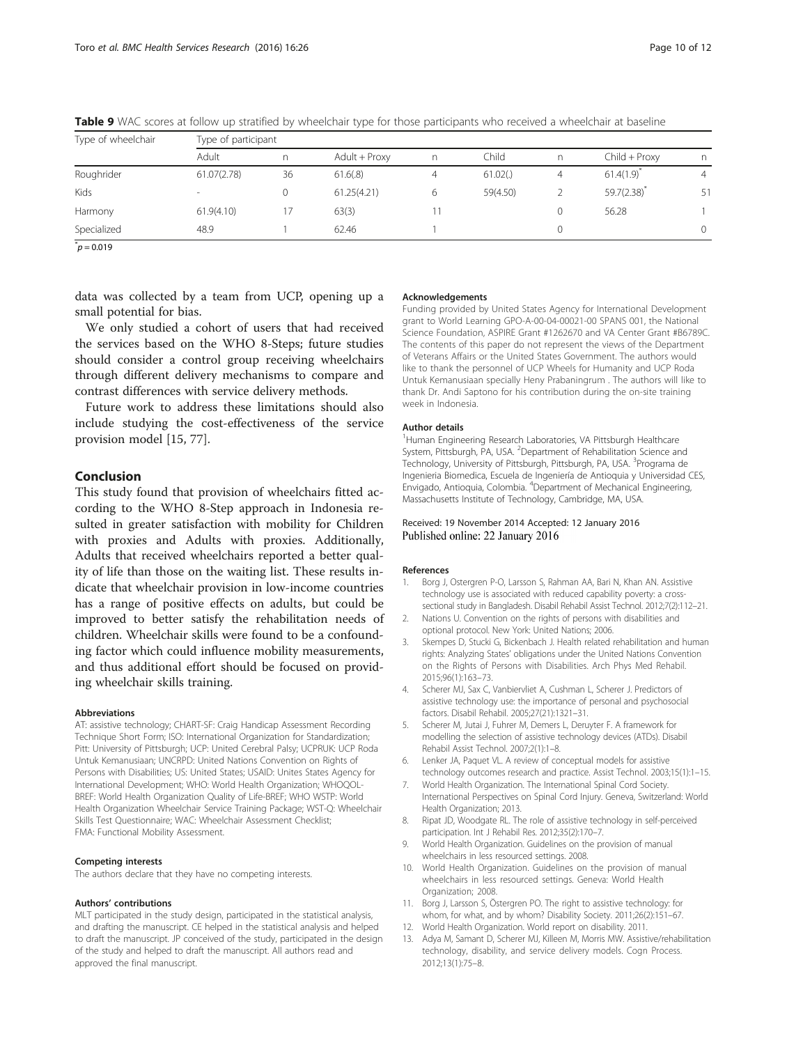**Table 9** WAC scores at follow up stratified by wheelchair type for those participants who received a wheelchair at baseline

| Type of wheelchair | Type of participant | | | | | | | |
|---|---|---|---|---|---|---|---|---|
| | Adult | n | Adult + Proxy | n | Child | n | Child + Proxy | n |
| Roughrider | 61.07(2.78) | 36 | 61.6(.8) | 4 | 61.02(.) | 4 | 61.4(1.9)* | 4 |
| Kids | - | 0 | 61.25(4.21) | 6 | 59(4.50) | 2 | 59.7(2.38)* | 51 |
| Harmony | 61.9(4.10) | 17 | 63(3) | 11 | | 0 | 56.28 | 1 |
| Specialized | 48.9 | 1 | 62.46 | 1 | | 0 | | 0 |

*$p = 0.019$

data was collected by a team from UCP, opening up a small potential for bias.

We only studied a cohort of users that had received the services based on the WHO 8-Steps; future studies should consider a control group receiving wheelchairs through different delivery mechanisms to compare and contrast differences with service delivery methods.

Future work to address these limitations should also include studying the cost-effectiveness of the service provision model [15, 77].

## Conclusion

This study found that provision of wheelchairs fitted according to the WHO 8-Step approach in Indonesia resulted in greater satisfaction with mobility for Children with proxies and Adults with proxies. Additionally, Adults that received wheelchairs reported a better quality of life than those on the waiting list. These results indicate that wheelchair provision in low-income countries has a range of positive effects on adults, but could be improved to better satisfy the rehabilitation needs of children. Wheelchair skills were found to be a confounding factor which could influence mobility measurements, and thus additional effort should be focused on providing wheelchair skills training.

#### Abbreviations

AT: assistive technology; CHART-SF: Craig Handicap Assessment Recording Technique Short Form; ISO: International Organization for Standardization; Pitt: University of Pittsburgh; UCP: United Cerebral Palsy; UCPRUK: UCP Roda Untuk Kemanusiaan; UNCRPD: United Nations Convention on Rights of Persons with Disabilities; US: United States; USAID: Unites States Agency for International Development; WHO: World Health Organization; WHOQOL-BREF: World Health Organization Quality of Life-BREF; WHO WSTP: World Health Organization Wheelchair Service Training Package; WST-Q: Wheelchair Skills Test Questionnaire; WAC: Wheelchair Assessment Checklist; FMA: Functional Mobility Assessment.

#### Competing interests

The authors declare that they have no competing interests.

#### Authors' contributions

MLT participated in the study design, participated in the statistical analysis, and drafting the manuscript. CE helped in the statistical analysis and helped to draft the manuscript. JP conceived of the study, participated in the design of the study and helped to draft the manuscript. All authors read and approved the final manuscript.

#### Acknowledgements

Funding provided by United States Agency for International Development grant to World Learning GPO-A-00-04-00021-00 SPANS 001, the National Science Foundation, ASPIRE Grant #1262670 and VA Center Grant #B6789C. The contents of this paper do not represent the views of the Department of Veterans Affairs or the United States Government. The authors would like to thank the personnel of UCP Wheels for Humanity and UCP Roda Untuk Kemanusiaan specially Heny Prabaningrum . The authors will like to thank Dr. Andi Saptono for his contribution during the on-site training week in Indonesia.

#### Author details

[1]Human Engineering Research Laboratories, VA Pittsburgh Healthcare System, Pittsburgh, PA, USA. [2]Department of Rehabilitation Science and Technology, University of Pittsburgh, Pittsburgh, PA, USA. [3]Programa de Ingenieria Biomedica, Escuela de Ingeniería de Antioquia y Universidad CES, Envigado, Antioquia, Colombia. [4]Department of Mechanical Engineering, Massachusetts Institute of Technology, Cambridge, MA, USA.

Received: 19 November 2014 Accepted: 12 January 2016
Published online: 22 January 2016

#### References

1. Borg J, Ostergren P-O, Larsson S, Rahman AA, Bari N, Khan AN. Assistive technology use is associated with reduced capability poverty: a cross-sectional study in Bangladesh. Disabil Rehabil Assist Technol. 2012;7(2):112–21.
2. Nations U. Convention on the rights of persons with disabilities and optional protocol. New York: United Nations; 2006.
3. Skempes D, Stucki G, Bickenbach J. Health related rehabilitation and human rights: Analyzing States' obligations under the United Nations Convention on the Rights of Persons with Disabilities. Arch Phys Med Rehabil. 2015;96(1):163–73.
4. Scherer MJ, Sax C, Vanbiervliet A, Cushman L, Scherer J. Predictors of assistive technology use: the importance of personal and psychosocial factors. Disabil Rehabil. 2005;27(21):1321–31.
5. Scherer M, Jutai J, Fuhrer M, Demers L, Deruyter F. A framework for modelling the selection of assistive technology devices (ATDs). Disabil Rehabil Assist Technol. 2007;2(1):1–8.
6. Lenker JA, Paquet VL. A review of conceptual models for assistive technology outcomes research and practice. Assist Technol. 2003;15(1):1–15.
7. World Health Organization. The International Spinal Cord Society. International Perspectives on Spinal Cord Injury. Geneva, Switzerland: World Health Organization; 2013.
8. Ripat JD, Woodgate RL. The role of assistive technology in self-perceived participation. Int J Rehabil Res. 2012;35(2):170–7.
9. World Health Organization. Guidelines on the provision of manual wheelchairs in less resourced settings. 2008.
10. World Health Organization. Guidelines on the provision of manual wheelchairs in less resourced settings. Geneva: World Health Organization; 2008.
11. Borg J, Larsson S, Östergren PO. The right to assistive technology: for whom, for what, and by whom? Disability Society. 2011;26(2):151–67.
12. World Health Organization. World report on disability. 2011.
13. Adya M, Samant D, Scherer MJ, Killeen M, Morris MW. Assistive/rehabilitation technology, disability, and service delivery models. Cogn Process. 2012;13(1):75–8.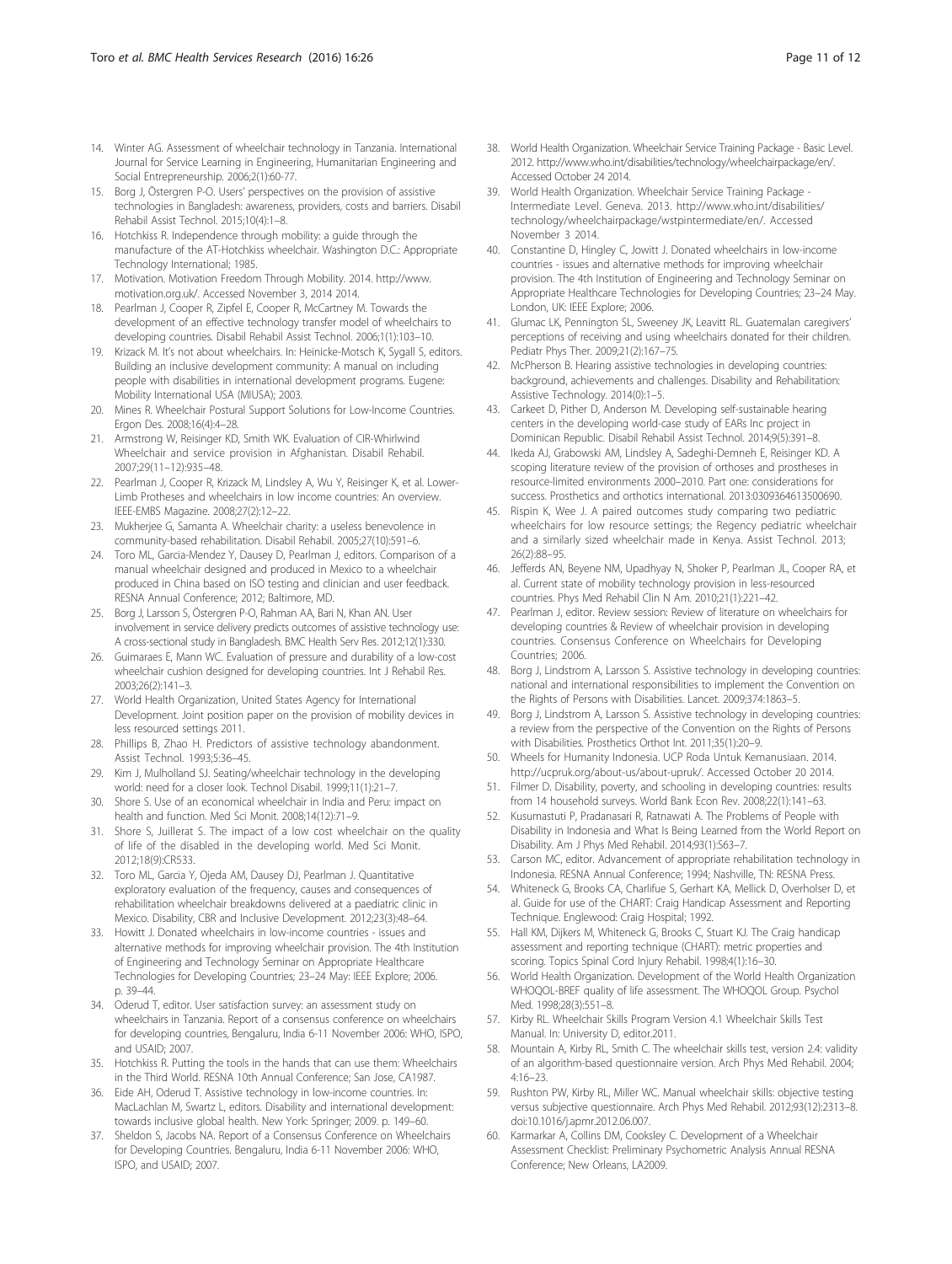14. Winter AG. Assessment of wheelchair technology in Tanzania. International Journal for Service Learning in Engineering, Humanitarian Engineering and Social Entrepreneurship. 2006;2(1):60-77.
15. Borg J, Östergren P-O. Users' perspectives on the provision of assistive technologies in Bangladesh: awareness, providers, costs and barriers. Disabil Rehabil Assist Technol. 2015;10(4):1–8.
16. Hotchkiss R. Independence through mobility: a guide through the manufacture of the AT-Hotchkiss wheelchair. Washington D.C.: Appropriate Technology International; 1985.
17. Motivation. Motivation Freedom Through Mobility. 2014. http://www.motivation.org.uk/. Accessed November 3, 2014 2014.
18. Pearlman J, Cooper R, Zipfel E, Cooper R, McCartney M. Towards the development of an effective technology transfer model of wheelchairs to developing countries. Disabil Rehabil Assist Technol. 2006;1(1):103–10.
19. Krizack M. It's not about wheelchairs. In: Heinicke-Motsch K, Sygall S, editors. Building an inclusive development community: A manual on including people with disabilities in international development programs. Eugene: Mobility International USA (MIUSA); 2003.
20. Mines R. Wheelchair Postural Support Solutions for Low-Income Countries. Ergon Des. 2008;16(4):4–28.
21. Armstrong W, Reisinger KD, Smith WK. Evaluation of CIR-Whirlwind Wheelchair and service provision in Afghanistan. Disabil Rehabil. 2007;29(11–12):935–48.
22. Pearlman J, Cooper R, Krizack M, Lindsley A, Wu Y, Reisinger K, et al. Lower-Limb Protheses and wheelchairs in low income countries: An overview. IEEE-EMBS Magazine. 2008;27(2):12–22.
23. Mukherjee G, Samanta A. Wheelchair charity: a useless benevolence in community-based rehabilitation. Disabil Rehabil. 2005;27(10):591–6.
24. Toro ML, Garcia-Mendez Y, Dausey D, Pearlman J, editors. Comparison of a manual wheelchair designed and produced in Mexico to a wheelchair produced in China based on ISO testing and clinician and user feedback. RESNA Annual Conference; 2012; Baltimore, MD.
25. Borg J, Larsson S, Östergren P-O, Rahman AA, Bari N, Khan AN. User involvement in service delivery predicts outcomes of assistive technology use: A cross-sectional study in Bangladesh. BMC Health Serv Res. 2012;12(1):330.
26. Guimaraes E, Mann WC. Evaluation of pressure and durability of a low-cost wheelchair cushion designed for developing countries. Int J Rehabil Res. 2003;26(2):141–3.
27. World Health Organization, United States Agency for International Development. Joint position paper on the provision of mobility devices in less resourced settings 2011.
28. Phillips B, Zhao H. Predictors of assistive technology abandonment. Assist Technol. 1993;5:36–45.
29. Kim J, Mulholland SJ. Seating/wheelchair technology in the developing world: need for a closer look. Technol Disabil. 1999;11(1):21–7.
30. Shore S. Use of an economical wheelchair in India and Peru: impact on health and function. Med Sci Monit. 2008;14(12):71–9.
31. Shore S, Juillerat S. The impact of a low cost wheelchair on the quality of life of the disabled in the developing world. Med Sci Monit. 2012;18(9):CR533.
32. Toro ML, Garcia Y, Ojeda AM, Dausey DJ, Pearlman J. Quantitative exploratory evaluation of the frequency, causes and consequences of rehabilitation wheelchair breakdowns delivered at a paediatric clinic in Mexico. Disability, CBR and Inclusive Development. 2012;23(3):48–64.
33. Howitt J. Donated wheelchairs in low-income countries - issues and alternative methods for improving wheelchair provision. The 4th Institution of Engineering and Technology Seminar on Appropriate Healthcare Technologies for Developing Countries; 23–24 May: IEEE Explore; 2006. p. 39–44.
34. Oderud T, editor. User satisfaction survey: an assessment study on wheelchairs in Tanzania. Report of a consensus conference on wheelchairs for developing countries, Bengaluru, India 6-11 November 2006: WHO, ISPO, and USAID; 2007.
35. Hotchkiss R. Putting the tools in the hands that can use them: Wheelchairs in the Third World. RESNA 10th Annual Conference; San Jose, CA1987.
36. Eide AH, Oderud T. Assistive technology in low-income countries. In: MacLachlan M, Swartz L, editors. Disability and international development: towards inclusive global health. New York: Springer; 2009. p. 149–60.
37. Sheldon S, Jacobs NA. Report of a Consensus Conference on Wheelchairs for Developing Countries. Bengaluru, India 6-11 November 2006: WHO, ISPO, and USAID; 2007.
38. World Health Organization. Wheelchair Service Training Package - Basic Level. 2012. http://www.who.int/disabilities/technology/wheelchairpackage/en/. Accessed October 24 2014.
39. World Health Organization. Wheelchair Service Training Package - Intermediate Level. Geneva. 2013. http://www.who.int/disabilities/technology/wheelchairpackage/wstpintermediate/en/. Accessed November 3 2014.
40. Constantine D, Hingley C, Jowitt J. Donated wheelchairs in low-income countries - issues and alternative methods for improving wheelchair provision. The 4th Institution of Engineering and Technology Seminar on Appropriate Healthcare Technologies for Developing Countries; 23–24 May. London, UK: IEEE Explore; 2006.
41. Glumac LK, Pennington SL, Sweeney JK, Leavitt RL. Guatemalan caregivers' perceptions of receiving and using wheelchairs donated for their children. Pediatr Phys Ther. 2009;21(2):167–75.
42. McPherson B. Hearing assistive technologies in developing countries: background, achievements and challenges. Disability and Rehabilitation: Assistive Technology. 2014(0):1–5.
43. Carkeet D, Pither D, Anderson M. Developing self-sustainable hearing centers in the developing world-case study of EARs Inc project in Dominican Republic. Disabil Rehabil Assist Technol. 2014;9(5):391–8.
44. Ikeda AJ, Grabowski AM, Lindsley A, Sadeghi-Demneh E, Reisinger KD. A scoping literature review of the provision of orthoses and prostheses in resource-limited environments 2000–2010. Part one: considerations for success. Prosthetics and orthotics international. 2013:0309364613500690.
45. Rispin K, Wee J. A paired outcomes study comparing two pediatric wheelchairs for low resource settings; the Regency pediatric wheelchair and a similarly sized wheelchair made in Kenya. Assist Technol. 2013; 26(2):88–95.
46. Jefferds AN, Beyene NM, Upadhyay N, Shoker P, Pearlman JL, Cooper RA, et al. Current state of mobility technology provision in less-resourced countries. Phys Med Rehabil Clin N Am. 2010;21(1):221–42.
47. Pearlman J, editor. Review session: Review of literature on wheelchairs for developing countries & Review of wheelchair provision in developing countries. Consensus Conference on Wheelchairs for Developing Countries; 2006.
48. Borg J, Lindstrom A, Larsson S. Assistive technology in developing countries: national and international responsibilities to implement the Convention on the Rights of Persons with Disabilities. Lancet. 2009;374:1863–5.
49. Borg J, Lindstrom A, Larsson S. Assistive technology in developing countries: a review from the perspective of the Convention on the Rights of Persons with Disabilities. Prosthetics Orthot Int. 2011;35(1):20–9.
50. Wheels for Humanity Indonesia. UCP Roda Untuk Kemanusiaan. 2014. http://ucpruk.org/about-us/about-upruk/. Accessed October 20 2014.
51. Filmer D. Disability, poverty, and schooling in developing countries: results from 14 household surveys. World Bank Econ Rev. 2008;22(1):141–63.
52. Kusumastuti P, Pradanasari R, Ratnawati A. The Problems of People with Disability in Indonesia and What Is Being Learned from the World Report on Disability. Am J Phys Med Rehabil. 2014;93(1):S63–7.
53. Carson MC, editor. Advancement of appropriate rehabilitation technology in Indonesia. RESNA Annual Conference; 1994; Nashville, TN: RESNA Press.
54. Whiteneck G, Brooks CA, Charlifue S, Gerhart KA, Mellick D, Overholser D, et al. Guide for use of the CHART: Craig Handicap Assessment and Reporting Technique. Englewood: Craig Hospital; 1992.
55. Hall KM, Dijkers M, Whiteneck G, Brooks C, Stuart KJ. The Craig handicap assessment and reporting technique (CHART): metric properties and scoring. Topics Spinal Cord Injury Rehabil. 1998;4(1):16–30.
56. World Health Organization. Development of the World Health Organization WHOQOL-BREF quality of life assessment. The WHOQOL Group. Psychol Med. 1998;28(3):551–8.
57. Kirby RL. Wheelchair Skills Program Version 4.1 Wheelchair Skills Test Manual. In: University D, editor.2011.
58. Mountain A, Kirby RL, Smith C. The wheelchair skills test, version 2.4: validity of an algorithm-based questionnaire version. Arch Phys Med Rehabil. 2004; 4:16–23.
59. Rushton PW, Kirby RL, Miller WC. Manual wheelchair skills: objective testing versus subjective questionnaire. Arch Phys Med Rehabil. 2012;93(12):2313–8. doi:10.1016/j.apmr.2012.06.007.
60. Karmarkar A, Collins DM, Cooksley C. Development of a Wheelchair Assessment Checklist: Preliminary Psychometric Analysis Annual RESNA Conference; New Orleans, LA2009.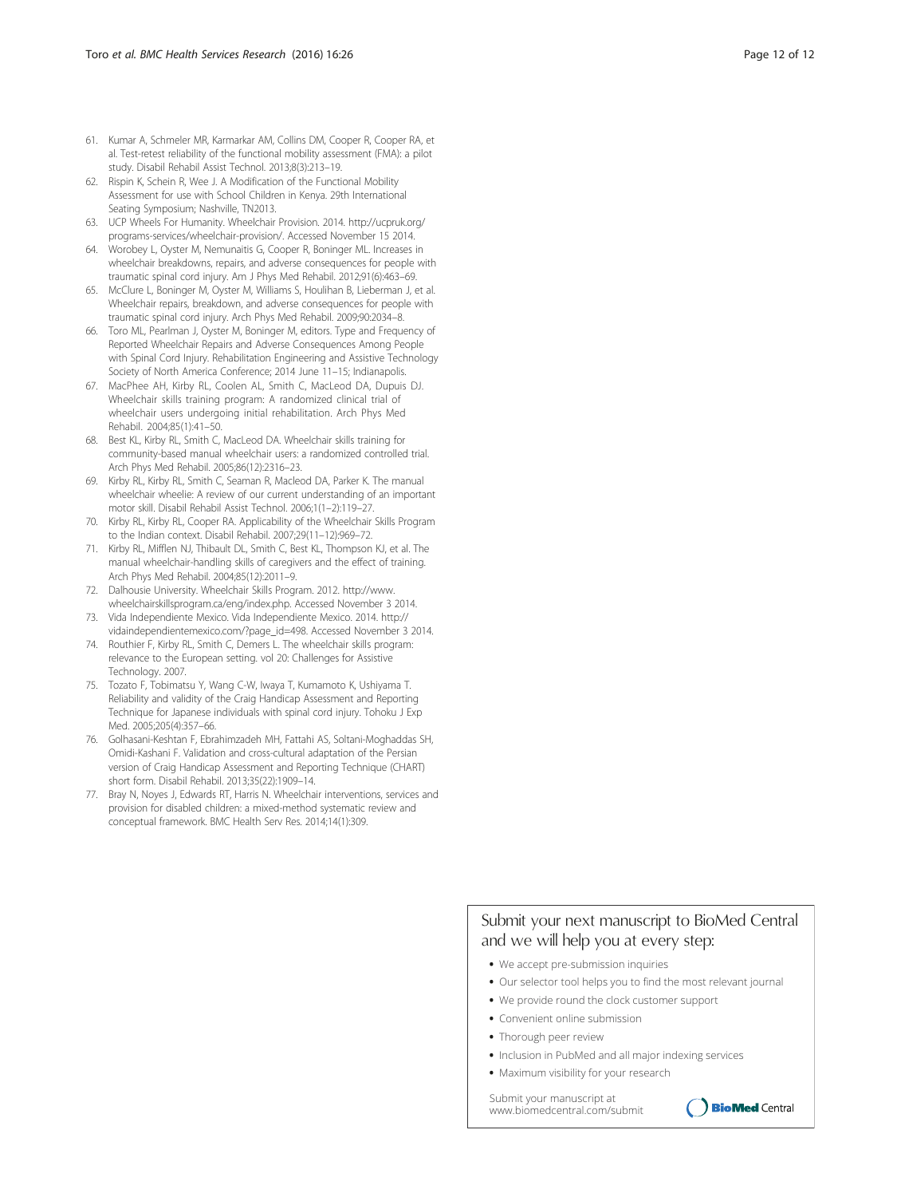61. Kumar A, Schmeler MR, Karmarkar AM, Collins DM, Cooper R, Cooper RA, et al. Test-retest reliability of the functional mobility assessment (FMA): a pilot study. Disabil Rehabil Assist Technol. 2013;8(3):213–19.
62. Rispin K, Schein R, Wee J. A Modification of the Functional Mobility Assessment for use with School Children in Kenya. 29th International Seating Symposium; Nashville, TN2013.
63. UCP Wheels For Humanity. Wheelchair Provision. 2014. http://ucpruk.org/programs-services/wheelchair-provision/. Accessed November 15 2014.
64. Worobey L, Oyster M, Nemunaitis G, Cooper R, Boninger ML. Increases in wheelchair breakdowns, repairs, and adverse consequences for people with traumatic spinal cord injury. Am J Phys Med Rehabil. 2012;91(6):463–69.
65. McClure L, Boninger M, Oyster M, Williams S, Houlihan B, Lieberman J, et al. Wheelchair repairs, breakdown, and adverse consequences for people with traumatic spinal cord injury. Arch Phys Med Rehabil. 2009;90:2034–8.
66. Toro ML, Pearlman J, Oyster M, Boninger M, editors. Type and Frequency of Reported Wheelchair Repairs and Adverse Consequences Among People with Spinal Cord Injury. Rehabilitation Engineering and Assistive Technology Society of North America Conference; 2014 June 11–15; Indianapolis.
67. MacPhee AH, Kirby RL, Coolen AL, Smith C, MacLeod DA, Dupuis DJ. Wheelchair skills training program: A randomized clinical trial of wheelchair users undergoing initial rehabilitation. Arch Phys Med Rehabil. 2004;85(1):41–50.
68. Best KL, Kirby RL, Smith C, MacLeod DA. Wheelchair skills training for community-based manual wheelchair users: a randomized controlled trial. Arch Phys Med Rehabil. 2005;86(12):2316–23.
69. Kirby RL, Kirby RL, Smith C, Seaman R, Macleod DA, Parker K. The manual wheelchair wheelie: A review of our current understanding of an important motor skill. Disabil Rehabil Assist Technol. 2006;1(1–2):119–27.
70. Kirby RL, Kirby RL, Cooper RA. Applicability of the Wheelchair Skills Program to the Indian context. Disabil Rehabil. 2007;29(11–12):969–72.
71. Kirby RL, Mifflen NJ, Thibault DL, Smith C, Best KL, Thompson KJ, et al. The manual wheelchair-handling skills of caregivers and the effect of training. Arch Phys Med Rehabil. 2004;85(12):2011–9.
72. Dalhousie University. Wheelchair Skills Program. 2012. http://www.wheelchairskillsprogram.ca/eng/index.php. Accessed November 3 2014.
73. Vida Independiente Mexico. Vida Independiente Mexico. 2014. http://vidaindependientemexico.com/?page_id=498. Accessed November 3 2014.
74. Routhier F, Kirby RL, Smith C, Demers L. The wheelchair skills program: relevance to the European setting. vol 20: Challenges for Assistive Technology. 2007.
75. Tozato F, Tobimatsu Y, Wang C-W, Iwaya T, Kumamoto K, Ushiyama T. Reliability and validity of the Craig Handicap Assessment and Reporting Technique for Japanese individuals with spinal cord injury. Tohoku J Exp Med. 2005;205(4):357–66.
76. Golhasani-Keshtan F, Ebrahimzadeh MH, Fattahi AS, Soltani-Moghaddas SH, Omidi-Kashani F. Validation and cross-cultural adaptation of the Persian version of Craig Handicap Assessment and Reporting Technique (CHART) short form. Disabil Rehabil. 2013;35(22):1909–14.
77. Bray N, Noyes J, Edwards RT, Harris N. Wheelchair interventions, services and provision for disabled children: a mixed-method systematic review and conceptual framework. BMC Health Serv Res. 2014;14(1):309.

Submit your next manuscript to BioMed Central and we will help you at every step:

- We accept pre-submission inquiries
- Our selector tool helps you to find the most relevant journal
- We provide round the clock customer support
- Convenient online submission
- Thorough peer review
- Inclusion in PubMed and all major indexing services
- Maximum visibility for your research

Submit your manuscript at www.biomedcentral.com/submit

BioMed Central